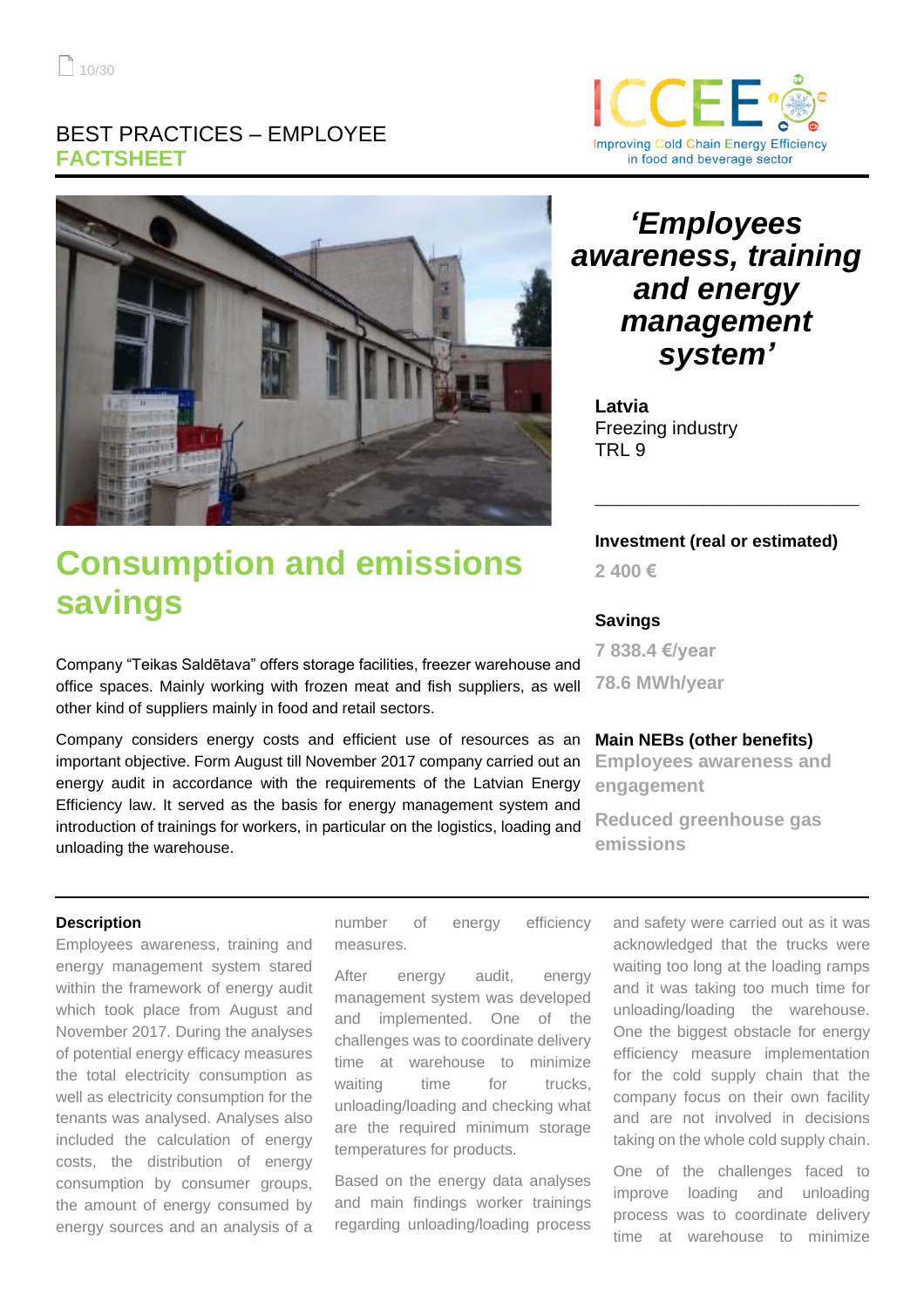BEST PRACTICES – EMPLOYEE
**FACTSHEET**

ICCEE
Improving Cold Chain Energy Efficiency
in food and beverage sector

# *'Employees awareness, training and energy management system'*

**Latvia**
Freezing industry
TRL 9

**Investment (real or estimated)**

**2 400 €**

**Savings**

**7 838.4 €/year**

**78.6 MWh/year**

**Main NEBs (other benefits)**

**Employees awareness and engagement**

**Reduced greenhouse gas emissions**

## Consumption and emissions savings

Company "Teikas Saldētava" offers storage facilities, freezer warehouse and office spaces. Mainly working with frozen meat and fish suppliers, as well other kind of suppliers mainly in food and retail sectors.

Company considers energy costs and efficient use of resources as an important objective. Form August till November 2017 company carried out an energy audit in accordance with the requirements of the Latvian Energy Efficiency law. It served as the basis for energy management system and introduction of trainings for workers, in particular on the logistics, loading and unloading the warehouse.

**Description**

Employees awareness, training and energy management system stared within the framework of energy audit which took place from August and November 2017. During the analyses of potential energy efficacy measures the total electricity consumption as well as electricity consumption for the tenants was analysed. Analyses also included the calculation of energy costs, the distribution of energy consumption by consumer groups, the amount of energy consumed by energy sources and an analysis of a number of energy efficiency measures.

After energy audit, energy management system was developed and implemented. One of the challenges was to coordinate delivery time at warehouse to minimize waiting time for trucks, unloading/loading and checking what are the required minimum storage temperatures for products.

Based on the energy data analyses and main findings worker trainings regarding unloading/loading process and safety were carried out as it was acknowledged that the trucks were waiting too long at the loading ramps and it was taking too much time for unloading/loading the warehouse. One the biggest obstacle for energy efficiency measure implementation for the cold supply chain that the company focus on their own facility and are not involved in decisions taking on the whole cold supply chain.

One of the challenges faced to improve loading and unloading process was to coordinate delivery time at warehouse to minimize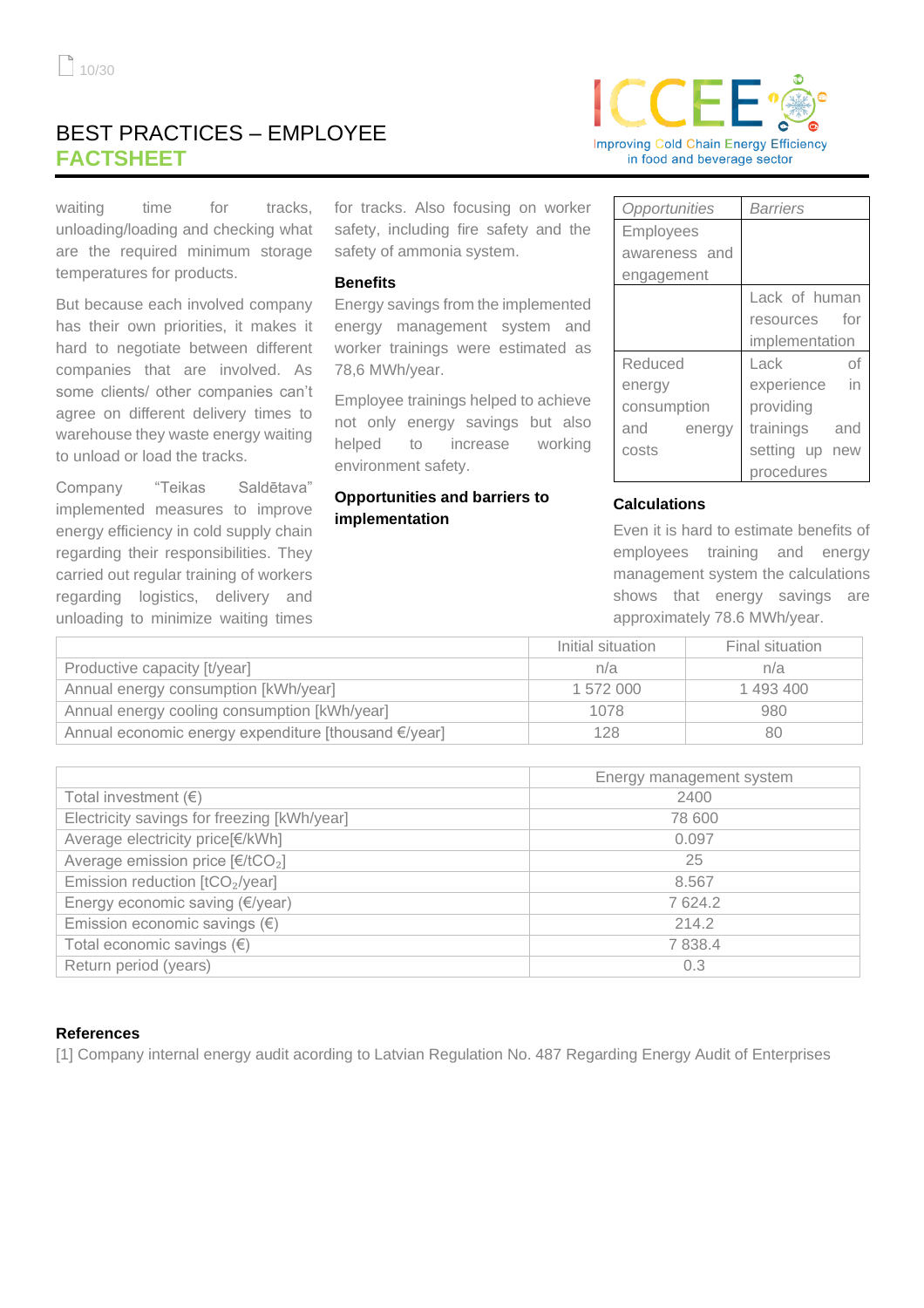waiting time for tracks, unloading/loading and checking what are the required minimum storage temperatures for products.

But because each involved company has their own priorities, it makes it hard to negotiate between different companies that are involved. As some clients/ other companies can't agree on different delivery times to warehouse they waste energy waiting to unload or load the tracks.

Company "Teikas Saldētava" implemented measures to improve energy efficiency in cold supply chain regarding their responsibilities. They carried out regular training of workers regarding logistics, delivery and unloading to minimize waiting times for tracks. Also focusing on worker safety, including fire safety and the safety of ammonia system.

### Benefits

Energy savings from the implemented energy management system and worker trainings were estimated as 78,6 MWh/year.

Employee trainings helped to achieve not only energy savings but also helped to increase working environment safety.

### Opportunities and barriers to implementation

| *Opportunities* | *Barriers* |
|---|---|
| Employees awareness and engagement | |
| | Lack of human resources for implementation |
| Reduced energy consumption and energy costs | Lack of experience in providing trainings and setting up new procedures |

### Calculations

Even it is hard to estimate benefits of employees training and energy management system the calculations shows that energy savings are approximately 78.6 MWh/year.

| | Initial situation | Final situation |
|---|---|---|
| Productive capacity [t/year] | n/a | n/a |
| Annual energy consumption [kWh/year] | 1 572 000 | 1 493 400 |
| Annual energy cooling consumption [kWh/year] | 1078 | 980 |
| Annual economic energy expenditure [thousand €/year] | 128 | 80 |

| | Energy management system |
|---|---|
| Total investment (€) | 2400 |
| Electricity savings for freezing [kWh/year] | 78 600 |
| Average electricity price[€/kWh] | 0.097 |
| Average emission price [€/t$CO_2$] | 25 |
| Emission reduction [t$CO_2$/year] | 8.567 |
| Energy economic saving (€/year) | 7 624.2 |
| Emission economic savings (€) | 214.2 |
| Total economic savings (€) | 7 838.4 |
| Return period (years) | 0.3 |

### References

[1] Company internal energy audit acording to Latvian Regulation No. 487 Regarding Energy Audit of Enterprises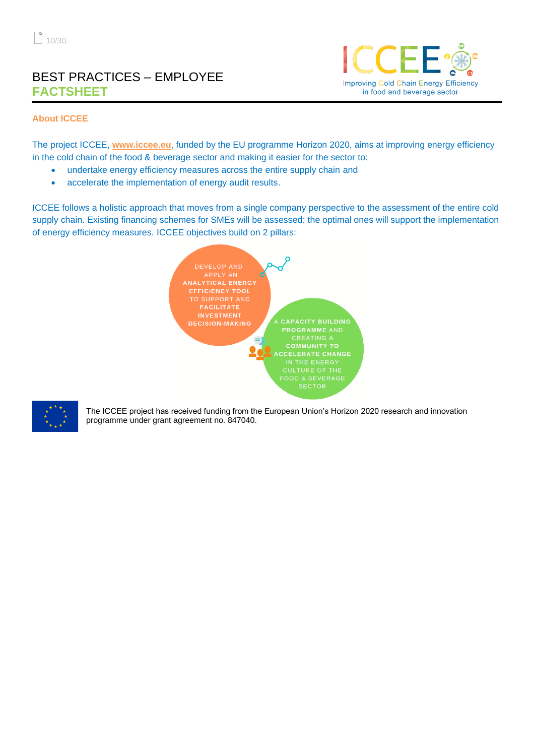# BEST PRACTICES – EMPLOYEE FACTSHEET

ICCEE
Improving Cold Chain Energy Efficiency
in food and beverage sector

## About ICCEE

The project ICCEE, **www.iccee.eu**, funded by the EU programme Horizon 2020, aims at improving energy efficiency in the cold chain of the food & beverage sector and making it easier for the sector to:

- undertake energy efficiency measures across the entire supply chain and
- accelerate the implementation of energy audit results.

ICCEE follows a holistic approach that moves from a single company perspective to the assessment of the entire cold supply chain. Existing financing schemes for SMEs will be assessed: the optimal ones will support the implementation of energy efficiency measures. ICCEE objectives build on 2 pillars:

DEVELOP AND APPLY AN ANALYTICAL ENERGY EFFICIENCY TOOL TO SUPPORT AND FACILITATE INVESTMENT DECISION-MAKING

A CAPACITY BUILDING PROGRAMME AND CREATING A COMMUNITY TO ACCELERATE CHANGE IN THE ENERGY CULTURE OF THE FOOD & BEVERAGE SECTOR

The ICCEE project has received funding from the European Union's Horizon 2020 research and innovation programme under grant agreement no. 847040.